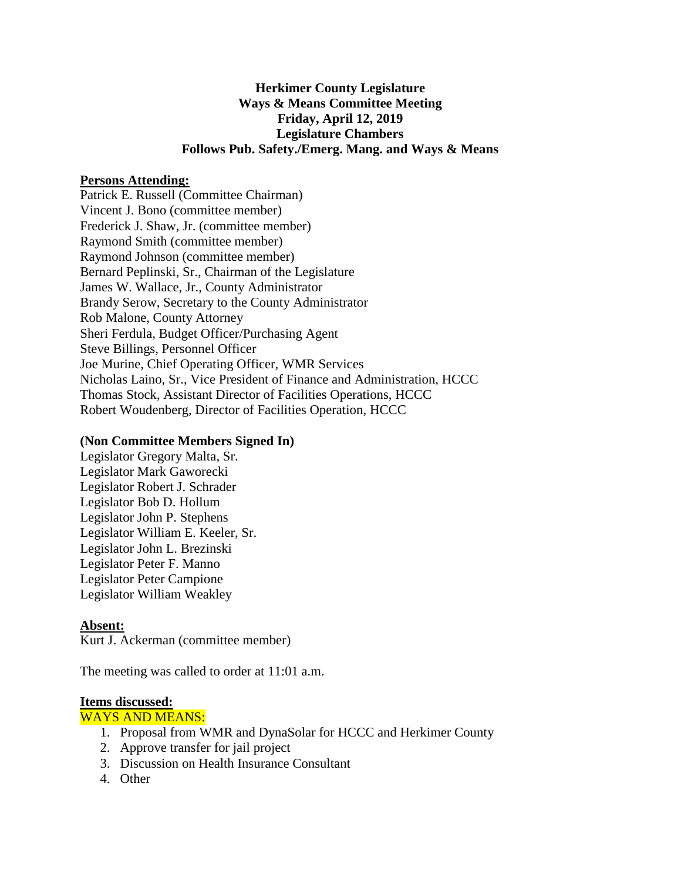**Herkimer County Legislature**
**Ways & Means Committee Meeting**
**Friday, April 12, 2019**
**Legislature Chambers**
**Follows Pub. Safety./Emerg. Mang. and Ways & Means**

**Persons Attending:**

Patrick E. Russell (Committee Chairman)
Vincent J. Bono (committee member)
Frederick J. Shaw, Jr. (committee member)
Raymond Smith (committee member)
Raymond Johnson (committee member)
Bernard Peplinski, Sr., Chairman of the Legislature
James W. Wallace, Jr., County Administrator
Brandy Serow, Secretary to the County Administrator
Rob Malone, County Attorney
Sheri Ferdula, Budget Officer/Purchasing Agent
Steve Billings, Personnel Officer
Joe Murine, Chief Operating Officer, WMR Services
Nicholas Laino, Sr., Vice President of Finance and Administration, HCCC
Thomas Stock, Assistant Director of Facilities Operations, HCCC
Robert Woudenberg, Director of Facilities Operation, HCCC

**(Non Committee Members Signed In)**

Legislator Gregory Malta, Sr.
Legislator Mark Gaworecki
Legislator Robert J. Schrader
Legislator Bob D. Hollum
Legislator John P. Stephens
Legislator William E. Keeler, Sr.
Legislator John L. Brezinski
Legislator Peter F. Manno
Legislator Peter Campione
Legislator William Weakley

**Absent:**

Kurt J. Ackerman (committee member)

The meeting was called to order at 11:01 a.m.

**Items discussed:**

WAYS AND MEANS:

1. Proposal from WMR and DynaSolar for HCCC and Herkimer County
2. Approve transfer for jail project
3. Discussion on Health Insurance Consultant
4. Other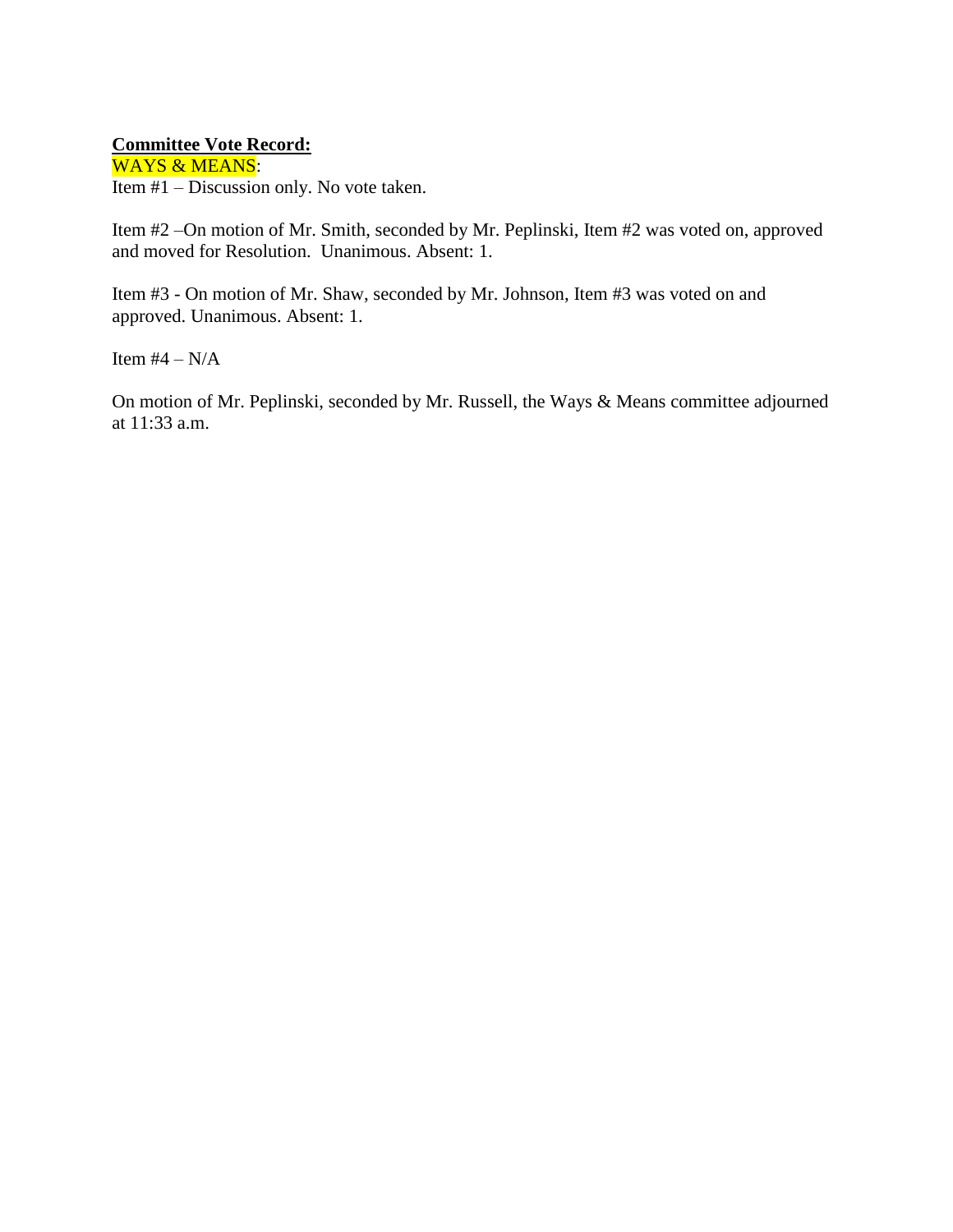**Committee Vote Record:**

WAYS & MEANS:

Item #1 – Discussion only. No vote taken.

Item #2 –On motion of Mr. Smith, seconded by Mr. Peplinski, Item #2 was voted on, approved and moved for Resolution. Unanimous. Absent: 1.

Item #3 - On motion of Mr. Shaw, seconded by Mr. Johnson, Item #3 was voted on and approved. Unanimous. Absent: 1.

Item #4 – N/A

On motion of Mr. Peplinski, seconded by Mr. Russell, the Ways & Means committee adjourned at 11:33 a.m.